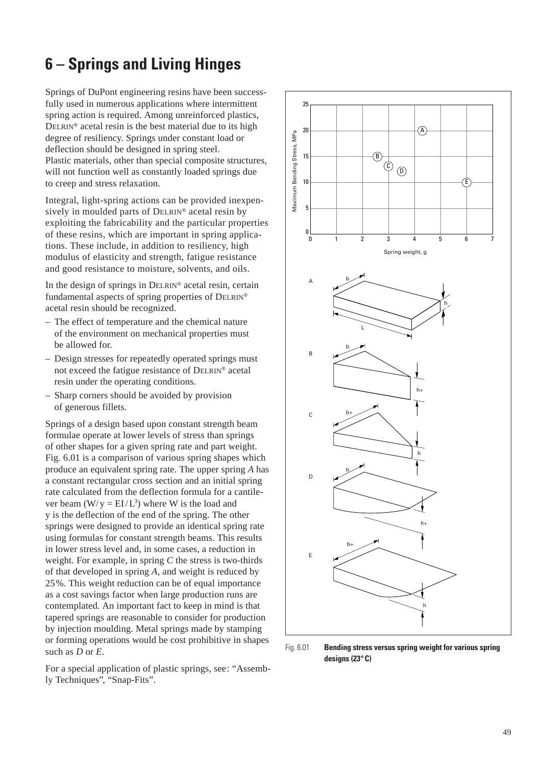# 6 – Springs and Living Hinges

Springs of DuPont engineering resins have been successfully used in numerous applications where intermittent spring action is required. Among unreinforced plastics, DELRIN® acetal resin is the best material due to its high degree of resiliency. Springs under constant load or deflection should be designed in spring steel. Plastic materials, other than special composite structures, will not function well as constantly loaded springs due to creep and stress relaxation.

Integral, light-spring actions can be provided inexpensively in moulded parts of DELRIN® acetal resin by exploiting the fabricability and the particular properties of these resins, which are important in spring applications. These include, in addition to resiliency, high modulus of elasticity and strength, fatigue resistance and good resistance to moisture, solvents, and oils.

In the design of springs in DELRIN® acetal resin, certain fundamental aspects of spring properties of DELRIN® acetal resin should be recognized.

- The effect of temperature and the chemical nature of the environment on mechanical properties must be allowed for.
- Design stresses for repeatedly operated springs must not exceed the fatigue resistance of DELRIN® acetal resin under the operating conditions.
- Sharp corners should be avoided by provision of generous fillets.

Springs of a design based upon constant strength beam formulae operate at lower levels of stress than springs of other shapes for a given spring rate and part weight. Fig. 6.01 is a comparison of various spring shapes which produce an equivalent spring rate. The upper spring *A* has a constant rectangular cross section and an initial spring rate calculated from the deflection formula for a cantilever beam ($W/y = EI/L^3$) where W is the load and y is the deflection of the end of the spring. The other springs were designed to provide an identical spring rate using formulas for constant strength beams. This results in lower stress level and, in some cases, a reduction in weight. For example, in spring *C* the stress is two-thirds of that developed in spring *A*, and weight is reduced by 25%. This weight reduction can be of equal importance as a cost savings factor when large production runs are contemplated. An important fact to keep in mind is that tapered springs are reasonable to consider for production by injection moulding. Metal springs made by stamping or forming operations would be cost prohibitive in shapes such as *D* or *E*.

For a special application of plastic springs, see: "Assembly Techniques", "Snap-Fits".

Fig. 6.01 **Bending stress versus spring weight for various spring designs (23°C)**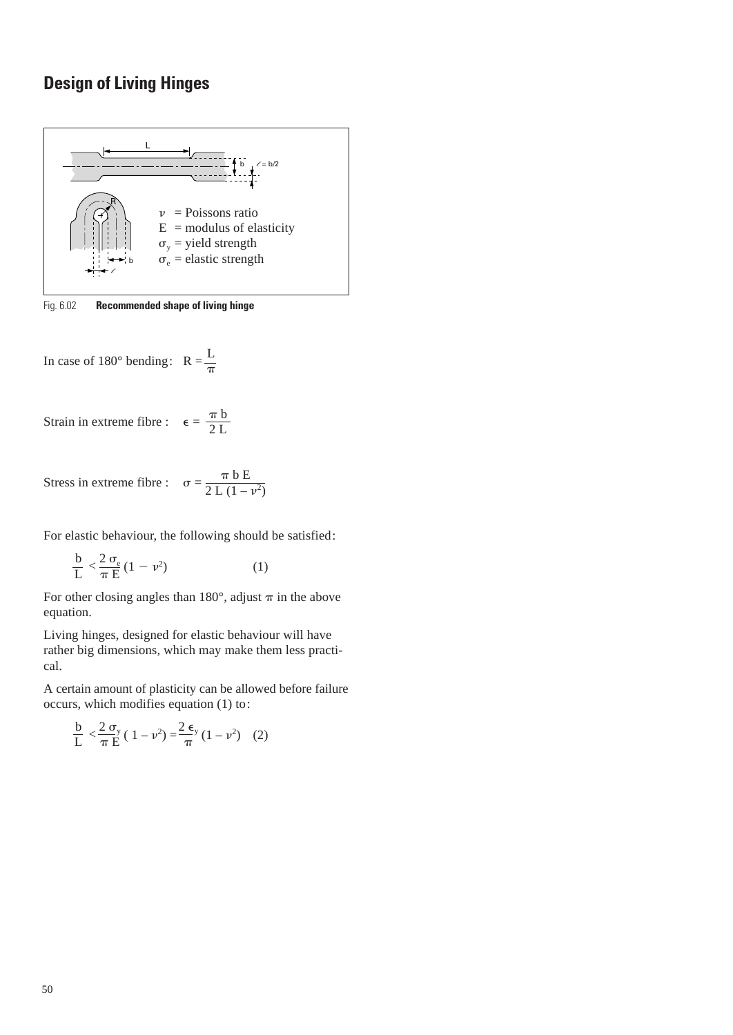# Design of Living Hinges

L

b

$\ell$ = b/2

R

b

$\ell$

$\nu$ = Poissons ratio

E = modulus of elasticity

$\sigma_y$ = yield strength

$\sigma_e$ = elastic strength

Fig. 6.02 **Recommended shape of living hinge**

In case of 180° bending: $R = \frac{L}{\pi}$

Strain in extreme fibre : $\epsilon = \frac{\pi\, b}{2\, L}$

Stress in extreme fibre : $\sigma = \frac{\pi\, b\, E}{2\, L\, (1 - \nu^2)}$

For elastic behaviour, the following should be satisfied:

$$\frac{b}{L} < \frac{2\,\sigma_e}{\pi\, E}(1 - \nu^2) \qquad (1)$$

For other closing angles than 180°, adjust $\pi$ in the above equation.

Living hinges, designed for elastic behaviour will have rather big dimensions, which may make them less practical.

A certain amount of plasticity can be allowed before failure occurs, which modifies equation (1) to:

$$\frac{b}{L} < \frac{2\,\sigma_y}{\pi\, E}(1 - \nu^2) = \frac{2\,\epsilon_y}{\pi}(1 - \nu^2) \quad (2)$$